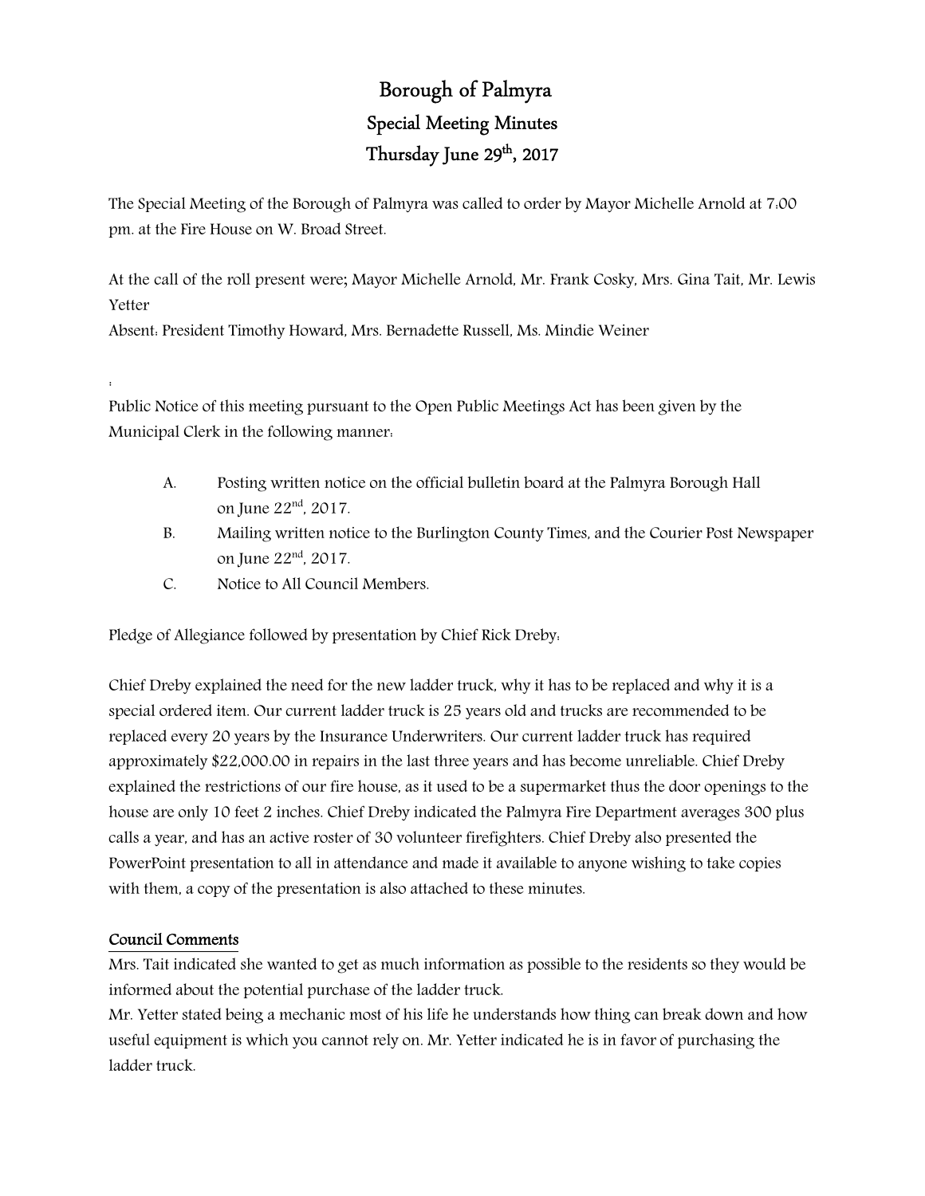# Borough of Palmyra

## Special Meeting Minutes

## Thursday June 29th, 2017

The Special Meeting of the Borough of Palmyra was called to order by Mayor Michelle Arnold at 7:00 pm. at the Fire House on W. Broad Street.

At the call of the roll present were; Mayor Michelle Arnold, Mr. Frank Cosky, Mrs. Gina Tait, Mr. Lewis Yetter
Absent: President Timothy Howard, Mrs. Bernadette Russell, Ms. Mindie Weiner

:

Public Notice of this meeting pursuant to the Open Public Meetings Act has been given by the Municipal Clerk in the following manner:

A. Posting written notice on the official bulletin board at the Palmyra Borough Hall on June 22nd, 2017.
B. Mailing written notice to the Burlington County Times, and the Courier Post Newspaper on June 22nd, 2017.
C. Notice to All Council Members.

Pledge of Allegiance followed by presentation by Chief Rick Dreby:

Chief Dreby explained the need for the new ladder truck, why it has to be replaced and why it is a special ordered item. Our current ladder truck is 25 years old and trucks are recommended to be replaced every 20 years by the Insurance Underwriters. Our current ladder truck has required approximately $22,000.00 in repairs in the last three years and has become unreliable. Chief Dreby explained the restrictions of our fire house, as it used to be a supermarket thus the door openings to the house are only 10 feet 2 inches. Chief Dreby indicated the Palmyra Fire Department averages 300 plus calls a year, and has an active roster of 30 volunteer firefighters. Chief Dreby also presented the PowerPoint presentation to all in attendance and made it available to anyone wishing to take copies with them, a copy of the presentation is also attached to these minutes.

### Council Comments

Mrs. Tait indicated she wanted to get as much information as possible to the residents so they would be informed about the potential purchase of the ladder truck.
Mr. Yetter stated being a mechanic most of his life he understands how thing can break down and how useful equipment is which you cannot rely on. Mr. Yetter indicated he is in favor of purchasing the ladder truck.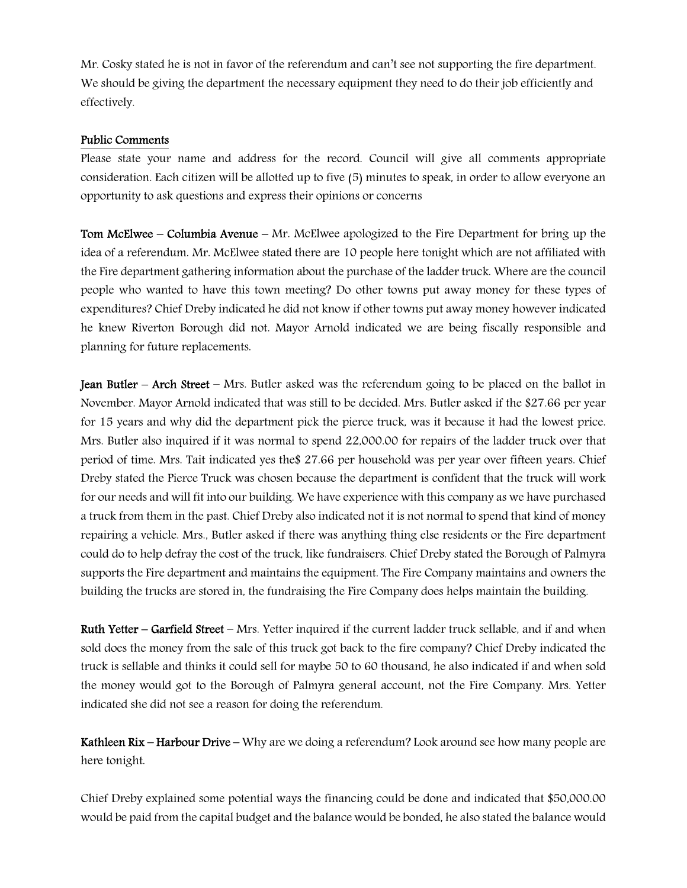Mr. Cosky stated he is not in favor of the referendum and can't see not supporting the fire department. We should be giving the department the necessary equipment they need to do their job efficiently and effectively.

## Public Comments

Please state your name and address for the record. Council will give all comments appropriate consideration. Each citizen will be allotted up to five (5) minutes to speak, in order to allow everyone an opportunity to ask questions and express their opinions or concerns

**Tom McElwee – Columbia Avenue** – Mr. McElwee apologized to the Fire Department for bring up the idea of a referendum. Mr. McElwee stated there are 10 people here tonight which are not affiliated with the Fire department gathering information about the purchase of the ladder truck. Where are the council people who wanted to have this town meeting? Do other towns put away money for these types of expenditures? Chief Dreby indicated he did not know if other towns put away money however indicated he knew Riverton Borough did not. Mayor Arnold indicated we are being fiscally responsible and planning for future replacements.

**Jean Butler – Arch Street** – Mrs. Butler asked was the referendum going to be placed on the ballot in November. Mayor Arnold indicated that was still to be decided. Mrs. Butler asked if the $27.66 per year for 15 years and why did the department pick the pierce truck, was it because it had the lowest price. Mrs. Butler also inquired if it was normal to spend 22,000.00 for repairs of the ladder truck over that period of time. Mrs. Tait indicated yes the$ 27.66 per household was per year over fifteen years. Chief Dreby stated the Pierce Truck was chosen because the department is confident that the truck will work for our needs and will fit into our building. We have experience with this company as we have purchased a truck from them in the past. Chief Dreby also indicated not it is not normal to spend that kind of money repairing a vehicle. Mrs., Butler asked if there was anything thing else residents or the Fire department could do to help defray the cost of the truck, like fundraisers. Chief Dreby stated the Borough of Palmyra supports the Fire department and maintains the equipment. The Fire Company maintains and owners the building the trucks are stored in, the fundraising the Fire Company does helps maintain the building.

**Ruth Yetter – Garfield Street** – Mrs. Yetter inquired if the current ladder truck sellable, and if and when sold does the money from the sale of this truck got back to the fire company? Chief Dreby indicated the truck is sellable and thinks it could sell for maybe 50 to 60 thousand, he also indicated if and when sold the money would got to the Borough of Palmyra general account, not the Fire Company. Mrs. Yetter indicated she did not see a reason for doing the referendum.

**Kathleen Rix – Harbour Drive** – Why are we doing a referendum? Look around see how many people are here tonight.

Chief Dreby explained some potential ways the financing could be done and indicated that $50,000.00 would be paid from the capital budget and the balance would be bonded, he also stated the balance would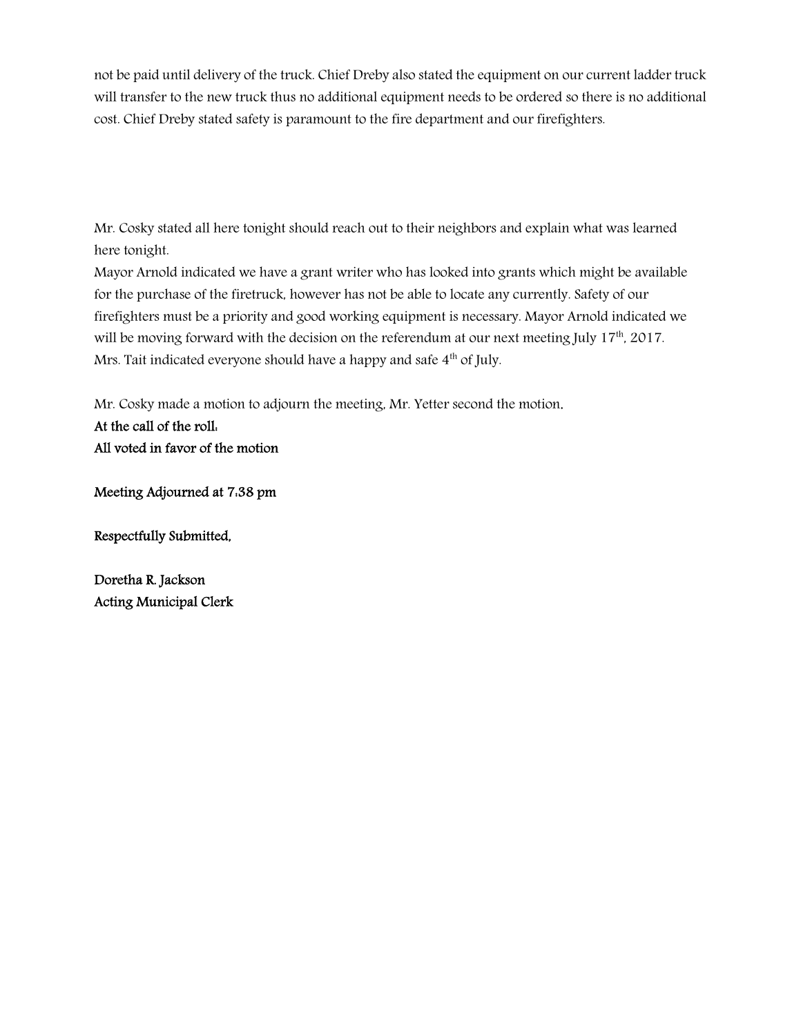not be paid until delivery of the truck. Chief Dreby also stated the equipment on our current ladder truck will transfer to the new truck thus no additional equipment needs to be ordered so there is no additional cost. Chief Dreby stated safety is paramount to the fire department and our firefighters.

Mr. Cosky stated all here tonight should reach out to their neighbors and explain what was learned here tonight.
Mayor Arnold indicated we have a grant writer who has looked into grants which might be available for the purchase of the firetruck, however has not be able to locate any currently. Safety of our firefighters must be a priority and good working equipment is necessary. Mayor Arnold indicated we will be moving forward with the decision on the referendum at our next meeting July 17th, 2017.
Mrs. Tait indicated everyone should have a happy and safe 4th of July.

Mr. Cosky made a motion to adjourn the meeting, Mr. Yetter second the motion.
**At the call of the roll:**
**All voted in favor of the motion**

**Meeting Adjourned at 7:38 pm**

**Respectfully Submitted,**

**Doretha R. Jackson**
**Acting Municipal Clerk**